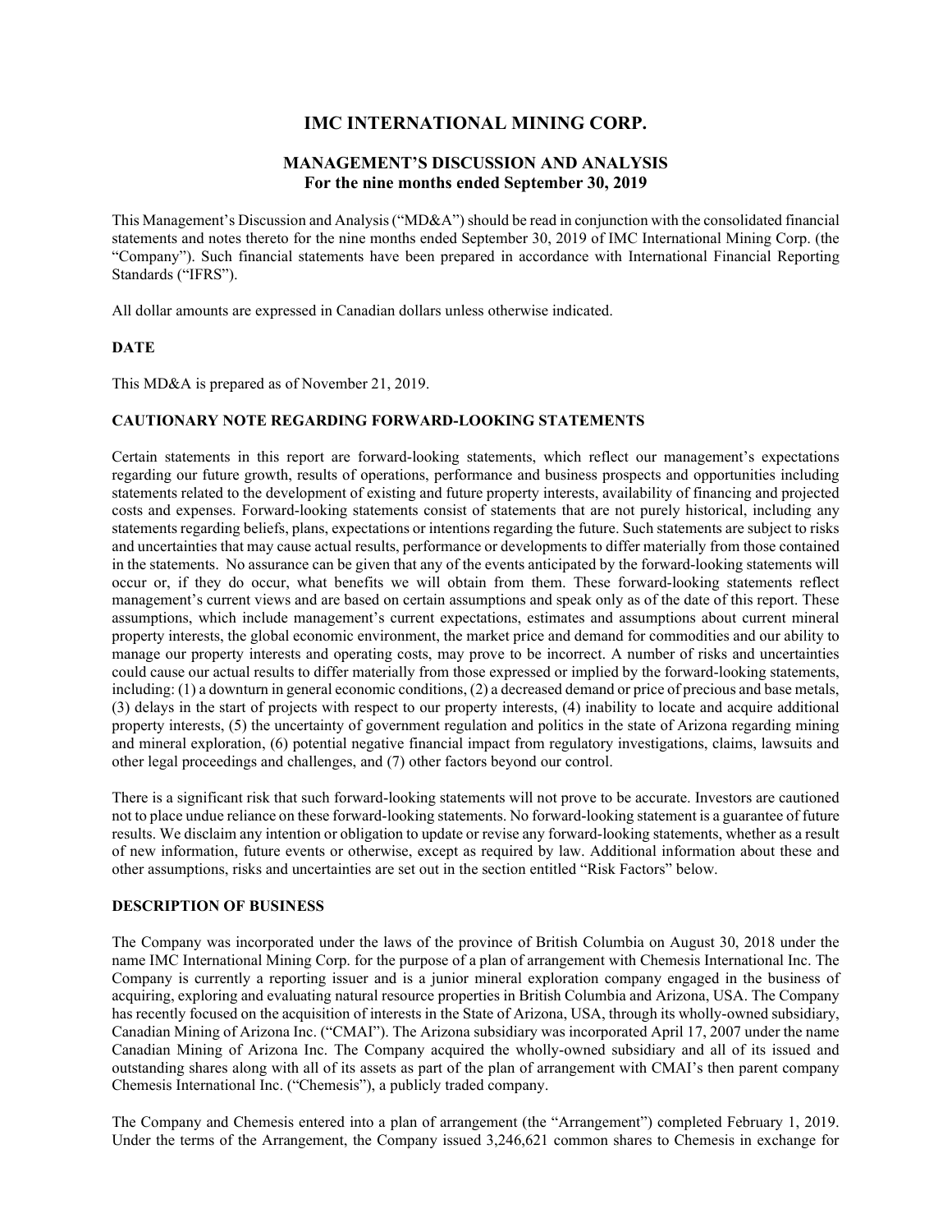# IMC INTERNATIONAL MINING CORP.

## MANAGEMENT'S DISCUSSION AND ANALYSIS
## For the nine months ended September 30, 2019

This Management's Discussion and Analysis ("MD&A") should be read in conjunction with the consolidated financial statements and notes thereto for the nine months ended September 30, 2019 of IMC International Mining Corp. (the "Company"). Such financial statements have been prepared in accordance with International Financial Reporting Standards ("IFRS").

All dollar amounts are expressed in Canadian dollars unless otherwise indicated.

### DATE

This MD&A is prepared as of November 21, 2019.

### CAUTIONARY NOTE REGARDING FORWARD-LOOKING STATEMENTS

Certain statements in this report are forward-looking statements, which reflect our management's expectations regarding our future growth, results of operations, performance and business prospects and opportunities including statements related to the development of existing and future property interests, availability of financing and projected costs and expenses. Forward-looking statements consist of statements that are not purely historical, including any statements regarding beliefs, plans, expectations or intentions regarding the future. Such statements are subject to risks and uncertainties that may cause actual results, performance or developments to differ materially from those contained in the statements. No assurance can be given that any of the events anticipated by the forward-looking statements will occur or, if they do occur, what benefits we will obtain from them. These forward-looking statements reflect management's current views and are based on certain assumptions and speak only as of the date of this report. These assumptions, which include management's current expectations, estimates and assumptions about current mineral property interests, the global economic environment, the market price and demand for commodities and our ability to manage our property interests and operating costs, may prove to be incorrect. A number of risks and uncertainties could cause our actual results to differ materially from those expressed or implied by the forward-looking statements, including: (1) a downturn in general economic conditions, (2) a decreased demand or price of precious and base metals, (3) delays in the start of projects with respect to our property interests, (4) inability to locate and acquire additional property interests, (5) the uncertainty of government regulation and politics in the state of Arizona regarding mining and mineral exploration, (6) potential negative financial impact from regulatory investigations, claims, lawsuits and other legal proceedings and challenges, and (7) other factors beyond our control.

There is a significant risk that such forward-looking statements will not prove to be accurate. Investors are cautioned not to place undue reliance on these forward-looking statements. No forward-looking statement is a guarantee of future results. We disclaim any intention or obligation to update or revise any forward-looking statements, whether as a result of new information, future events or otherwise, except as required by law. Additional information about these and other assumptions, risks and uncertainties are set out in the section entitled "Risk Factors" below.

### DESCRIPTION OF BUSINESS

The Company was incorporated under the laws of the province of British Columbia on August 30, 2018 under the name IMC International Mining Corp. for the purpose of a plan of arrangement with Chemesis International Inc. The Company is currently a reporting issuer and is a junior mineral exploration company engaged in the business of acquiring, exploring and evaluating natural resource properties in British Columbia and Arizona, USA. The Company has recently focused on the acquisition of interests in the State of Arizona, USA, through its wholly-owned subsidiary, Canadian Mining of Arizona Inc. ("CMAI"). The Arizona subsidiary was incorporated April 17, 2007 under the name Canadian Mining of Arizona Inc. The Company acquired the wholly-owned subsidiary and all of its issued and outstanding shares along with all of its assets as part of the plan of arrangement with CMAI's then parent company Chemesis International Inc. ("Chemesis"), a publicly traded company.

The Company and Chemesis entered into a plan of arrangement (the "Arrangement") completed February 1, 2019. Under the terms of the Arrangement, the Company issued 3,246,621 common shares to Chemesis in exchange for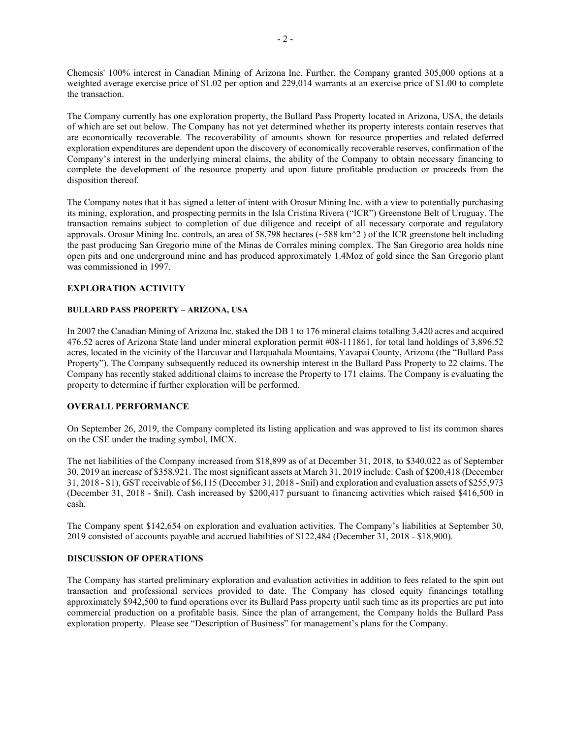Chemesis' 100% interest in Canadian Mining of Arizona Inc. Further, the Company granted 305,000 options at a weighted average exercise price of $1.02 per option and 229,014 warrants at an exercise price of $1.00 to complete the transaction.

The Company currently has one exploration property, the Bullard Pass Property located in Arizona, USA, the details of which are set out below. The Company has not yet determined whether its property interests contain reserves that are economically recoverable. The recoverability of amounts shown for resource properties and related deferred exploration expenditures are dependent upon the discovery of economically recoverable reserves, confirmation of the Company's interest in the underlying mineral claims, the ability of the Company to obtain necessary financing to complete the development of the resource property and upon future profitable production or proceeds from the disposition thereof.

The Company notes that it has signed a letter of intent with Orosur Mining Inc. with a view to potentially purchasing its mining, exploration, and prospecting permits in the Isla Cristina Rivera ("ICR") Greenstone Belt of Uruguay. The transaction remains subject to completion of due diligence and receipt of all necessary corporate and regulatory approvals. Orosur Mining Inc. controls, an area of 58,798 hectares (~588 km^2 ) of the ICR greenstone belt including the past producing San Gregorio mine of the Minas de Corrales mining complex. The San Gregorio area holds nine open pits and one underground mine and has produced approximately 1.4Moz of gold since the San Gregorio plant was commissioned in 1997.

## EXPLORATION ACTIVITY

### BULLARD PASS PROPERTY – ARIZONA, USA

In 2007 the Canadian Mining of Arizona Inc. staked the DB 1 to 176 mineral claims totalling 3,420 acres and acquired 476.52 acres of Arizona State land under mineral exploration permit #08-111861, for total land holdings of 3,896.52 acres, located in the vicinity of the Harcuvar and Harquahala Mountains, Yavapai County, Arizona (the "Bullard Pass Property"). The Company subsequently reduced its ownership interest in the Bullard Pass Property to 22 claims. The Company has recently staked additional claims to increase the Property to 171 claims. The Company is evaluating the property to determine if further exploration will be performed.

## OVERALL PERFORMANCE

On September 26, 2019, the Company completed its listing application and was approved to list its common shares on the CSE under the trading symbol, IMCX.

The net liabilities of the Company increased from $18,899 as of at December 31, 2018, to $340,022 as of September 30, 2019 an increase of $358,921. The most significant assets at March 31, 2019 include: Cash of $200,418 (December 31, 2018 - $1), GST receivable of $6,115 (December 31, 2018 - $nil) and exploration and evaluation assets of $255,973 (December 31, 2018 - $nil). Cash increased by $200,417 pursuant to financing activities which raised $416,500 in cash.

The Company spent $142,654 on exploration and evaluation activities. The Company's liabilities at September 30, 2019 consisted of accounts payable and accrued liabilities of $122,484 (December 31, 2018 - $18,900).

## DISCUSSION OF OPERATIONS

The Company has started preliminary exploration and evaluation activities in addition to fees related to the spin out transaction and professional services provided to date. The Company has closed equity financings totalling approximately $942,500 to fund operations over its Bullard Pass property until such time as its properties are put into commercial production on a profitable basis. Since the plan of arrangement, the Company holds the Bullard Pass exploration property. Please see "Description of Business" for management's plans for the Company.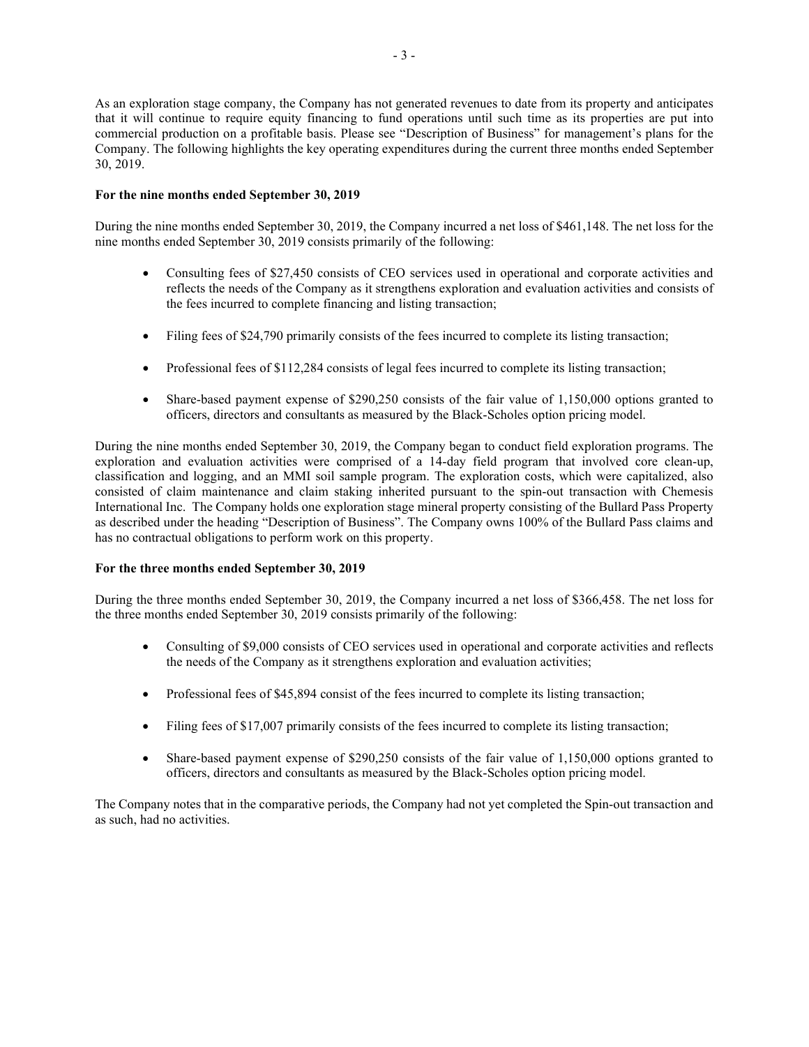As an exploration stage company, the Company has not generated revenues to date from its property and anticipates that it will continue to require equity financing to fund operations until such time as its properties are put into commercial production on a profitable basis. Please see "Description of Business" for management's plans for the Company. The following highlights the key operating expenditures during the current three months ended September 30, 2019.

**For the nine months ended September 30, 2019**

During the nine months ended September 30, 2019, the Company incurred a net loss of $461,148. The net loss for the nine months ended September 30, 2019 consists primarily of the following:

- Consulting fees of $27,450 consists of CEO services used in operational and corporate activities and reflects the needs of the Company as it strengthens exploration and evaluation activities and consists of the fees incurred to complete financing and listing transaction;
- Filing fees of $24,790 primarily consists of the fees incurred to complete its listing transaction;
- Professional fees of $112,284 consists of legal fees incurred to complete its listing transaction;
- Share-based payment expense of $290,250 consists of the fair value of 1,150,000 options granted to officers, directors and consultants as measured by the Black-Scholes option pricing model.

During the nine months ended September 30, 2019, the Company began to conduct field exploration programs. The exploration and evaluation activities were comprised of a 14-day field program that involved core clean-up, classification and logging, and an MMI soil sample program. The exploration costs, which were capitalized, also consisted of claim maintenance and claim staking inherited pursuant to the spin-out transaction with Chemesis International Inc. The Company holds one exploration stage mineral property consisting of the Bullard Pass Property as described under the heading "Description of Business". The Company owns 100% of the Bullard Pass claims and has no contractual obligations to perform work on this property.

**For the three months ended September 30, 2019**

During the three months ended September 30, 2019, the Company incurred a net loss of $366,458. The net loss for the three months ended September 30, 2019 consists primarily of the following:

- Consulting of $9,000 consists of CEO services used in operational and corporate activities and reflects the needs of the Company as it strengthens exploration and evaluation activities;
- Professional fees of $45,894 consist of the fees incurred to complete its listing transaction;
- Filing fees of $17,007 primarily consists of the fees incurred to complete its listing transaction;
- Share-based payment expense of $290,250 consists of the fair value of 1,150,000 options granted to officers, directors and consultants as measured by the Black-Scholes option pricing model.

The Company notes that in the comparative periods, the Company had not yet completed the Spin-out transaction and as such, had no activities.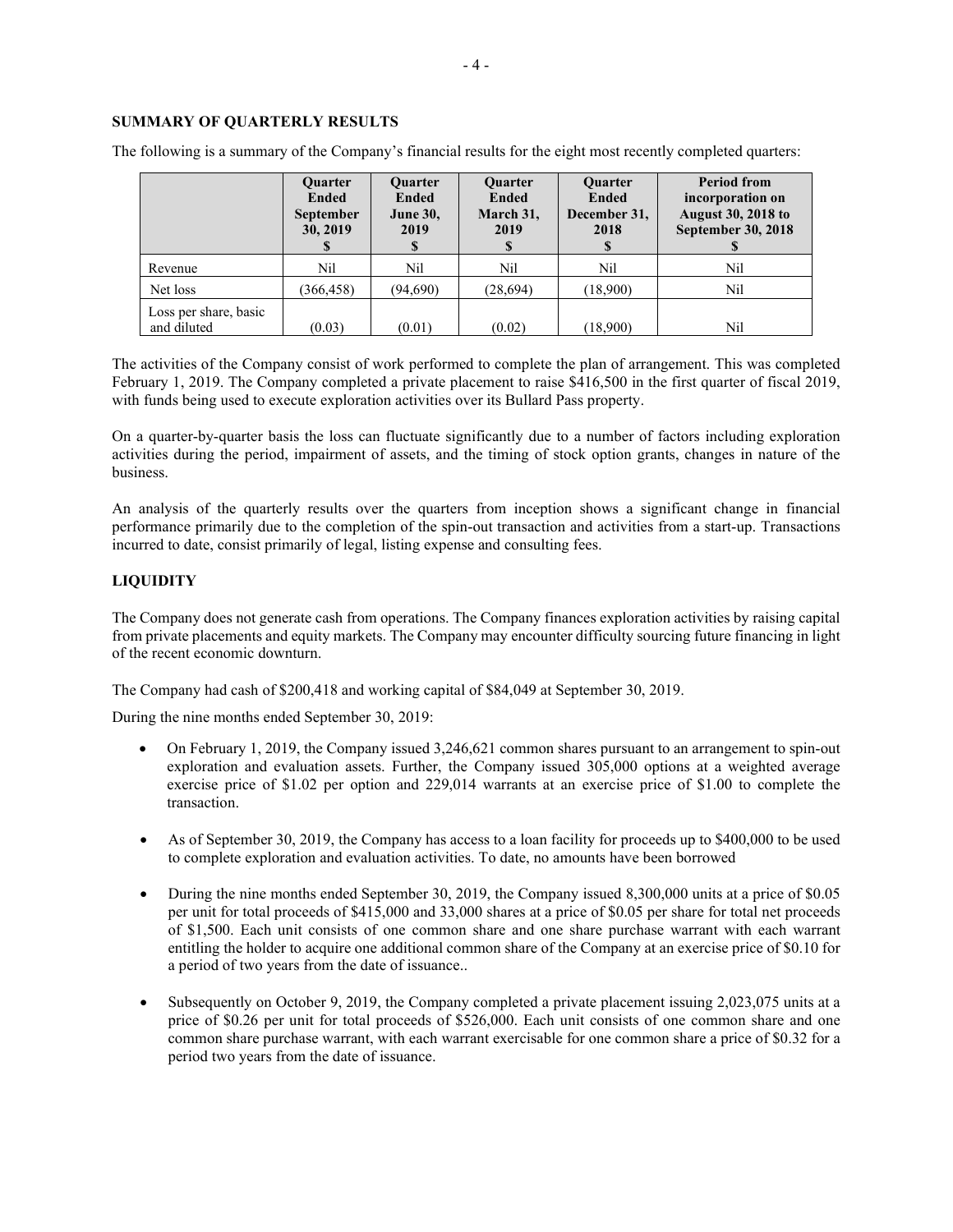## SUMMARY OF QUARTERLY RESULTS

The following is a summary of the Company's financial results for the eight most recently completed quarters:

| | Quarter Ended September 30, 2019 $ | Quarter Ended June 30, 2019 $ | Quarter Ended March 31, 2019 $ | Quarter Ended December 31, 2018 $ | Period from incorporation on August 30, 2018 to September 30, 2018 $ |
|---|---|---|---|---|---|
| Revenue | Nil | Nil | Nil | Nil | Nil |
| Net loss | (366,458) | (94,690) | (28,694) | (18,900) | Nil |
| Loss per share, basic and diluted | (0.03) | (0.01) | (0.02) | (18,900) | Nil |

The activities of the Company consist of work performed to complete the plan of arrangement. This was completed February 1, 2019. The Company completed a private placement to raise $416,500 in the first quarter of fiscal 2019, with funds being used to execute exploration activities over its Bullard Pass property.

On a quarter-by-quarter basis the loss can fluctuate significantly due to a number of factors including exploration activities during the period, impairment of assets, and the timing of stock option grants, changes in nature of the business.

An analysis of the quarterly results over the quarters from inception shows a significant change in financial performance primarily due to the completion of the spin-out transaction and activities from a start-up. Transactions incurred to date, consist primarily of legal, listing expense and consulting fees.

## LIQUIDITY

The Company does not generate cash from operations. The Company finances exploration activities by raising capital from private placements and equity markets. The Company may encounter difficulty sourcing future financing in light of the recent economic downturn.

The Company had cash of $200,418 and working capital of $84,049 at September 30, 2019.

During the nine months ended September 30, 2019:

- On February 1, 2019, the Company issued 3,246,621 common shares pursuant to an arrangement to spin-out exploration and evaluation assets. Further, the Company issued 305,000 options at a weighted average exercise price of $1.02 per option and 229,014 warrants at an exercise price of $1.00 to complete the transaction.

- As of September 30, 2019, the Company has access to a loan facility for proceeds up to $400,000 to be used to complete exploration and evaluation activities. To date, no amounts have been borrowed

- During the nine months ended September 30, 2019, the Company issued 8,300,000 units at a price of $0.05 per unit for total proceeds of $415,000 and 33,000 shares at a price of $0.05 per share for total net proceeds of $1,500. Each unit consists of one common share and one share purchase warrant with each warrant entitling the holder to acquire one additional common share of the Company at an exercise price of $0.10 for a period of two years from the date of issuance..

- Subsequently on October 9, 2019, the Company completed a private placement issuing 2,023,075 units at a price of $0.26 per unit for total proceeds of $526,000. Each unit consists of one common share and one common share purchase warrant, with each warrant exercisable for one common share a price of $0.32 for a period two years from the date of issuance.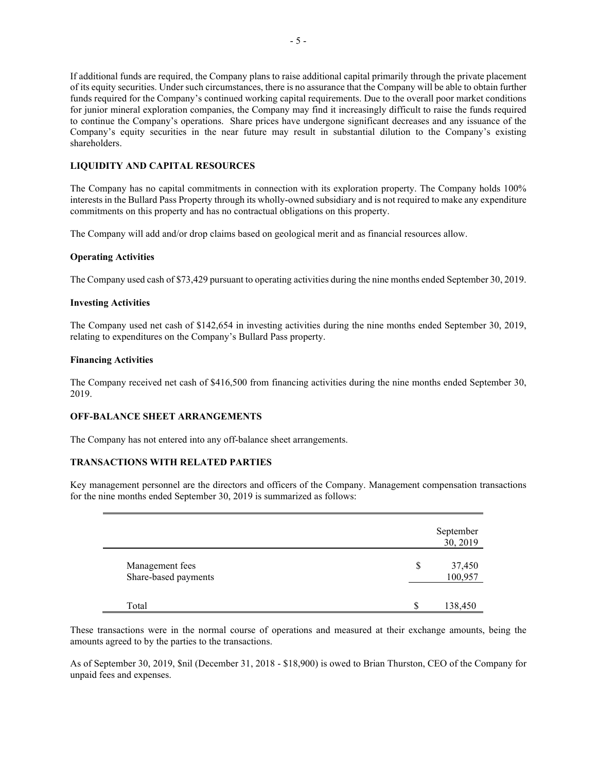If additional funds are required, the Company plans to raise additional capital primarily through the private placement of its equity securities. Under such circumstances, there is no assurance that the Company will be able to obtain further funds required for the Company's continued working capital requirements. Due to the overall poor market conditions for junior mineral exploration companies, the Company may find it increasingly difficult to raise the funds required to continue the Company's operations. Share prices have undergone significant decreases and any issuance of the Company's equity securities in the near future may result in substantial dilution to the Company's existing shareholders.

## LIQUIDITY AND CAPITAL RESOURCES

The Company has no capital commitments in connection with its exploration property. The Company holds 100% interests in the Bullard Pass Property through its wholly-owned subsidiary and is not required to make any expenditure commitments on this property and has no contractual obligations on this property.

The Company will add and/or drop claims based on geological merit and as financial resources allow.

### Operating Activities

The Company used cash of $73,429 pursuant to operating activities during the nine months ended September 30, 2019.

### Investing Activities

The Company used net cash of $142,654 in investing activities during the nine months ended September 30, 2019, relating to expenditures on the Company's Bullard Pass property.

### Financing Activities

The Company received net cash of $416,500 from financing activities during the nine months ended September 30, 2019.

## OFF-BALANCE SHEET ARRANGEMENTS

The Company has not entered into any off-balance sheet arrangements.

## TRANSACTIONS WITH RELATED PARTIES

Key management personnel are the directors and officers of the Company. Management compensation transactions for the nine months ended September 30, 2019 is summarized as follows:

| | | September 30, 2019 |
|---|---|---|
| Management fees | $ | 37,450 |
| Share-based payments | | 100,957 |
| Total | $ | 138,450 |

These transactions were in the normal course of operations and measured at their exchange amounts, being the amounts agreed to by the parties to the transactions.

As of September 30, 2019, $nil (December 31, 2018 - $18,900) is owed to Brian Thurston, CEO of the Company for unpaid fees and expenses.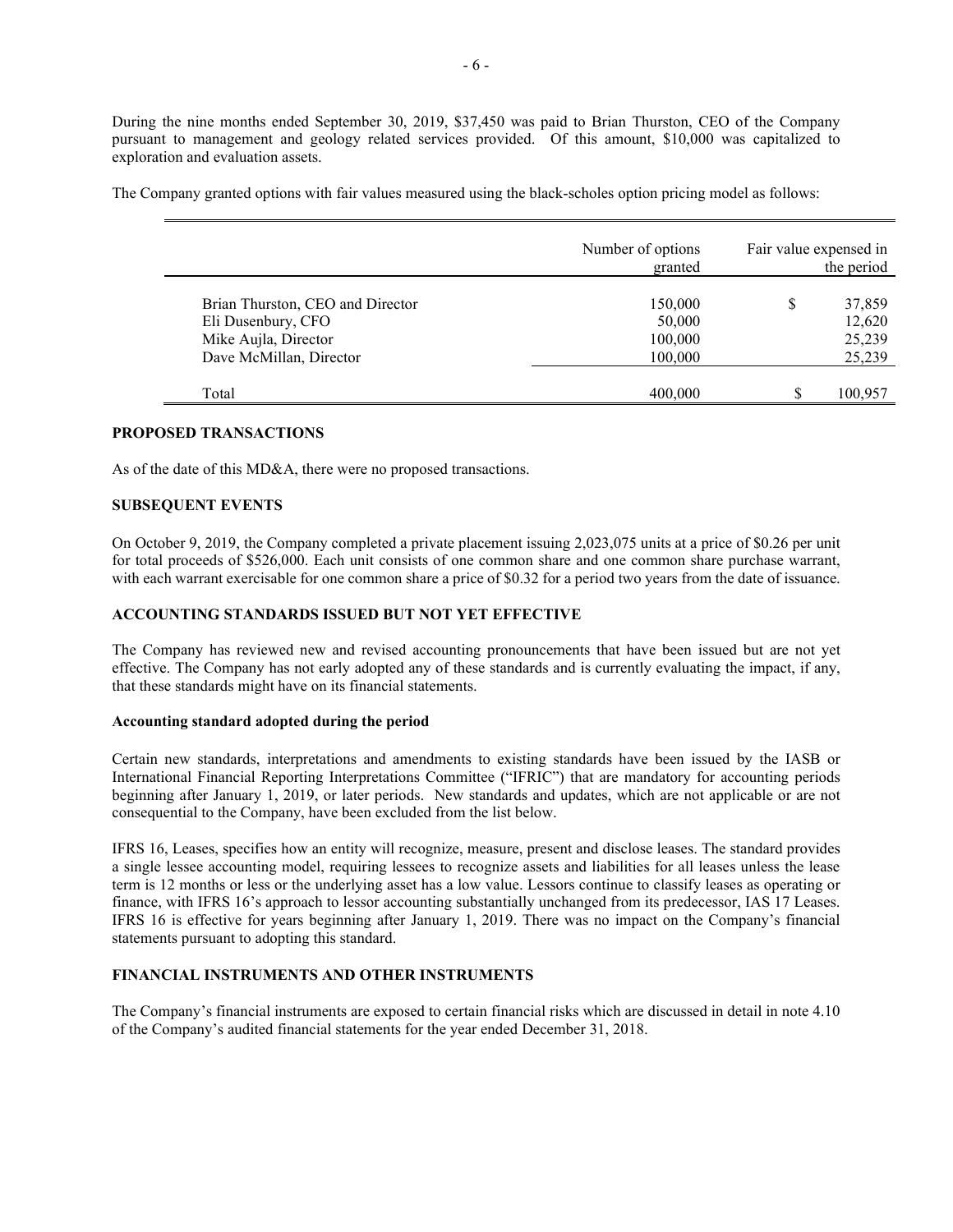During the nine months ended September 30, 2019, $37,450 was paid to Brian Thurston, CEO of the Company pursuant to management and geology related services provided. Of this amount, $10,000 was capitalized to exploration and evaluation assets.

The Company granted options with fair values measured using the black-scholes option pricing model as follows:

| | Number of options granted | Fair value expensed in the period |
|---|---|---|
| Brian Thurston, CEO and Director | 150,000 | $ 37,859 |
| Eli Dusenbury, CFO | 50,000 | 12,620 |
| Mike Aujla, Director | 100,000 | 25,239 |
| Dave McMillan, Director | 100,000 | 25,239 |
| Total | 400,000 | $ 100,957 |

## PROPOSED TRANSACTIONS

As of the date of this MD&A, there were no proposed transactions.

## SUBSEQUENT EVENTS

On October 9, 2019, the Company completed a private placement issuing 2,023,075 units at a price of $0.26 per unit for total proceeds of $526,000. Each unit consists of one common share and one common share purchase warrant, with each warrant exercisable for one common share a price of $0.32 for a period two years from the date of issuance.

## ACCOUNTING STANDARDS ISSUED BUT NOT YET EFFECTIVE

The Company has reviewed new and revised accounting pronouncements that have been issued but are not yet effective. The Company has not early adopted any of these standards and is currently evaluating the impact, if any, that these standards might have on its financial statements.

### Accounting standard adopted during the period

Certain new standards, interpretations and amendments to existing standards have been issued by the IASB or International Financial Reporting Interpretations Committee ("IFRIC") that are mandatory for accounting periods beginning after January 1, 2019, or later periods. New standards and updates, which are not applicable or are not consequential to the Company, have been excluded from the list below.

IFRS 16, Leases, specifies how an entity will recognize, measure, present and disclose leases. The standard provides a single lessee accounting model, requiring lessees to recognize assets and liabilities for all leases unless the lease term is 12 months or less or the underlying asset has a low value. Lessors continue to classify leases as operating or finance, with IFRS 16's approach to lessor accounting substantially unchanged from its predecessor, IAS 17 Leases. IFRS 16 is effective for years beginning after January 1, 2019. There was no impact on the Company's financial statements pursuant to adopting this standard.

## FINANCIAL INSTRUMENTS AND OTHER INSTRUMENTS

The Company's financial instruments are exposed to certain financial risks which are discussed in detail in note 4.10 of the Company's audited financial statements for the year ended December 31, 2018.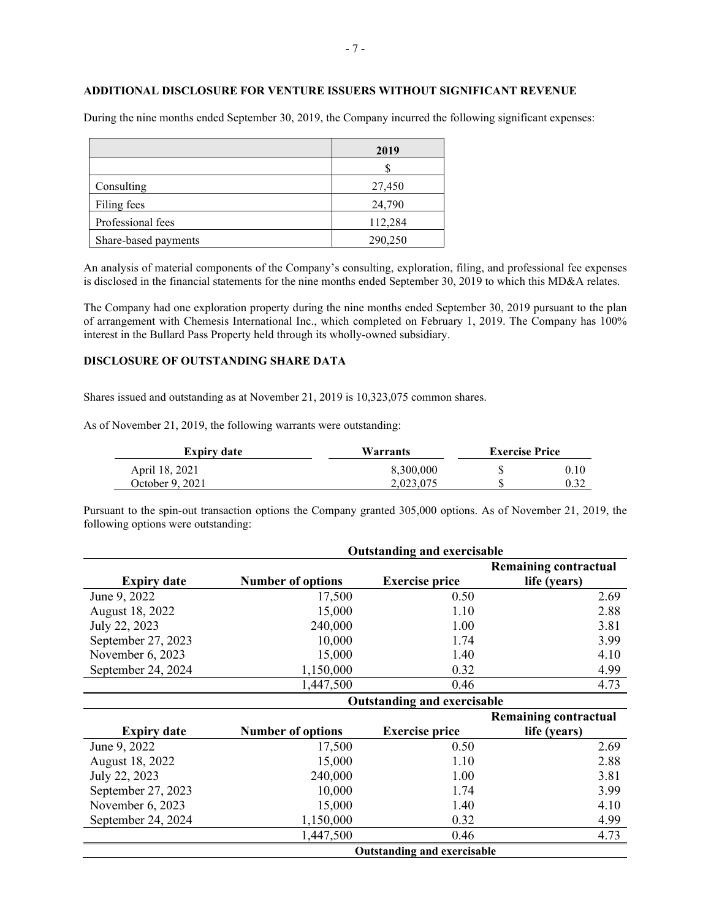## ADDITIONAL DISCLOSURE FOR VENTURE ISSUERS WITHOUT SIGNIFICANT REVENUE

During the nine months ended September 30, 2019, the Company incurred the following significant expenses:

| | 2019 |
|---|---|
| | $ |
| Consulting | 27,450 |
| Filing fees | 24,790 |
| Professional fees | 112,284 |
| Share-based payments | 290,250 |

An analysis of material components of the Company's consulting, exploration, filing, and professional fee expenses is disclosed in the financial statements for the nine months ended September 30, 2019 to which this MD&A relates.

The Company had one exploration property during the nine months ended September 30, 2019 pursuant to the plan of arrangement with Chemesis International Inc., which completed on February 1, 2019. The Company has 100% interest in the Bullard Pass Property held through its wholly-owned subsidiary.

## DISCLOSURE OF OUTSTANDING SHARE DATA

Shares issued and outstanding as at November 21, 2019 is 10,323,075 common shares.

As of November 21, 2019, the following warrants were outstanding:

| Expiry date | Warrants | Exercise Price |
|---|---|---|
| April 18, 2021 | 8,300,000 | $ 0.10 |
| October 9, 2021 | 2,023,075 | $ 0.32 |

Pursuant to the spin-out transaction options the Company granted 305,000 options. As of November 21, 2019, the following options were outstanding:

| | | Outstanding and exercisable | |
|---|---|---|---|
| Expiry date | Number of options | Exercise price | Remaining contractual life (years) |
| June 9, 2022 | 17,500 | 0.50 | 2.69 |
| August 18, 2022 | 15,000 | 1.10 | 2.88 |
| July 22, 2023 | 240,000 | 1.00 | 3.81 |
| September 27, 2023 | 10,000 | 1.74 | 3.99 |
| November 6, 2023 | 15,000 | 1.40 | 4.10 |
| September 24, 2024 | 1,150,000 | 0.32 | 4.99 |
| | 1,447,500 | 0.46 | 4.73 |

| | | Outstanding and exercisable | |
|---|---|---|---|
| Expiry date | Number of options | Exercise price | Remaining contractual life (years) |
| June 9, 2022 | 17,500 | 0.50 | 2.69 |
| August 18, 2022 | 15,000 | 1.10 | 2.88 |
| July 22, 2023 | 240,000 | 1.00 | 3.81 |
| September 27, 2023 | 10,000 | 1.74 | 3.99 |
| November 6, 2023 | 15,000 | 1.40 | 4.10 |
| September 24, 2024 | 1,150,000 | 0.32 | 4.99 |
| | 1,447,500 | 0.46 | 4.73 |

Outstanding and exercisable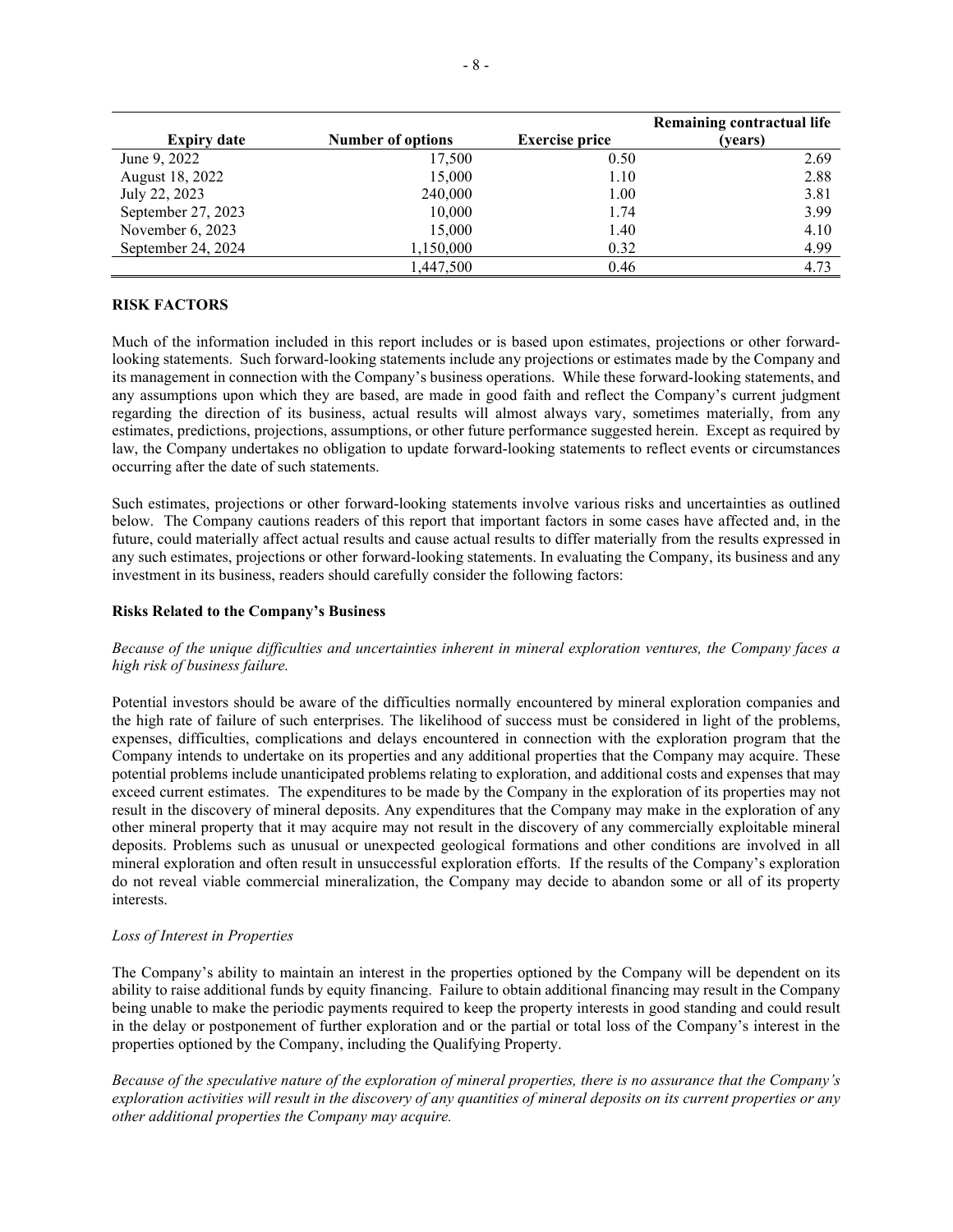| Expiry date | Number of options | Exercise price | Remaining contractual life (years) |
|---|---|---|---|
| June 9, 2022 | 17,500 | 0.50 | 2.69 |
| August 18, 2022 | 15,000 | 1.10 | 2.88 |
| July 22, 2023 | 240,000 | 1.00 | 3.81 |
| September 27, 2023 | 10,000 | 1.74 | 3.99 |
| November 6, 2023 | 15,000 | 1.40 | 4.10 |
| September 24, 2024 | 1,150,000 | 0.32 | 4.99 |
| | 1,447,500 | 0.46 | 4.73 |

## RISK FACTORS

Much of the information included in this report includes or is based upon estimates, projections or other forward-looking statements. Such forward-looking statements include any projections or estimates made by the Company and its management in connection with the Company's business operations. While these forward-looking statements, and any assumptions upon which they are based, are made in good faith and reflect the Company's current judgment regarding the direction of its business, actual results will almost always vary, sometimes materially, from any estimates, predictions, projections, assumptions, or other future performance suggested herein. Except as required by law, the Company undertakes no obligation to update forward-looking statements to reflect events or circumstances occurring after the date of such statements.

Such estimates, projections or other forward-looking statements involve various risks and uncertainties as outlined below. The Company cautions readers of this report that important factors in some cases have affected and, in the future, could materially affect actual results and cause actual results to differ materially from the results expressed in any such estimates, projections or other forward-looking statements. In evaluating the Company, its business and any investment in its business, readers should carefully consider the following factors:

### Risks Related to the Company's Business

*Because of the unique difficulties and uncertainties inherent in mineral exploration ventures, the Company faces a high risk of business failure.*

Potential investors should be aware of the difficulties normally encountered by mineral exploration companies and the high rate of failure of such enterprises. The likelihood of success must be considered in light of the problems, expenses, difficulties, complications and delays encountered in connection with the exploration program that the Company intends to undertake on its properties and any additional properties that the Company may acquire. These potential problems include unanticipated problems relating to exploration, and additional costs and expenses that may exceed current estimates. The expenditures to be made by the Company in the exploration of its properties may not result in the discovery of mineral deposits. Any expenditures that the Company may make in the exploration of any other mineral property that it may acquire may not result in the discovery of any commercially exploitable mineral deposits. Problems such as unusual or unexpected geological formations and other conditions are involved in all mineral exploration and often result in unsuccessful exploration efforts. If the results of the Company's exploration do not reveal viable commercial mineralization, the Company may decide to abandon some or all of its property interests.

*Loss of Interest in Properties*

The Company's ability to maintain an interest in the properties optioned by the Company will be dependent on its ability to raise additional funds by equity financing. Failure to obtain additional financing may result in the Company being unable to make the periodic payments required to keep the property interests in good standing and could result in the delay or postponement of further exploration and or the partial or total loss of the Company's interest in the properties optioned by the Company, including the Qualifying Property.

*Because of the speculative nature of the exploration of mineral properties, there is no assurance that the Company's exploration activities will result in the discovery of any quantities of mineral deposits on its current properties or any other additional properties the Company may acquire.*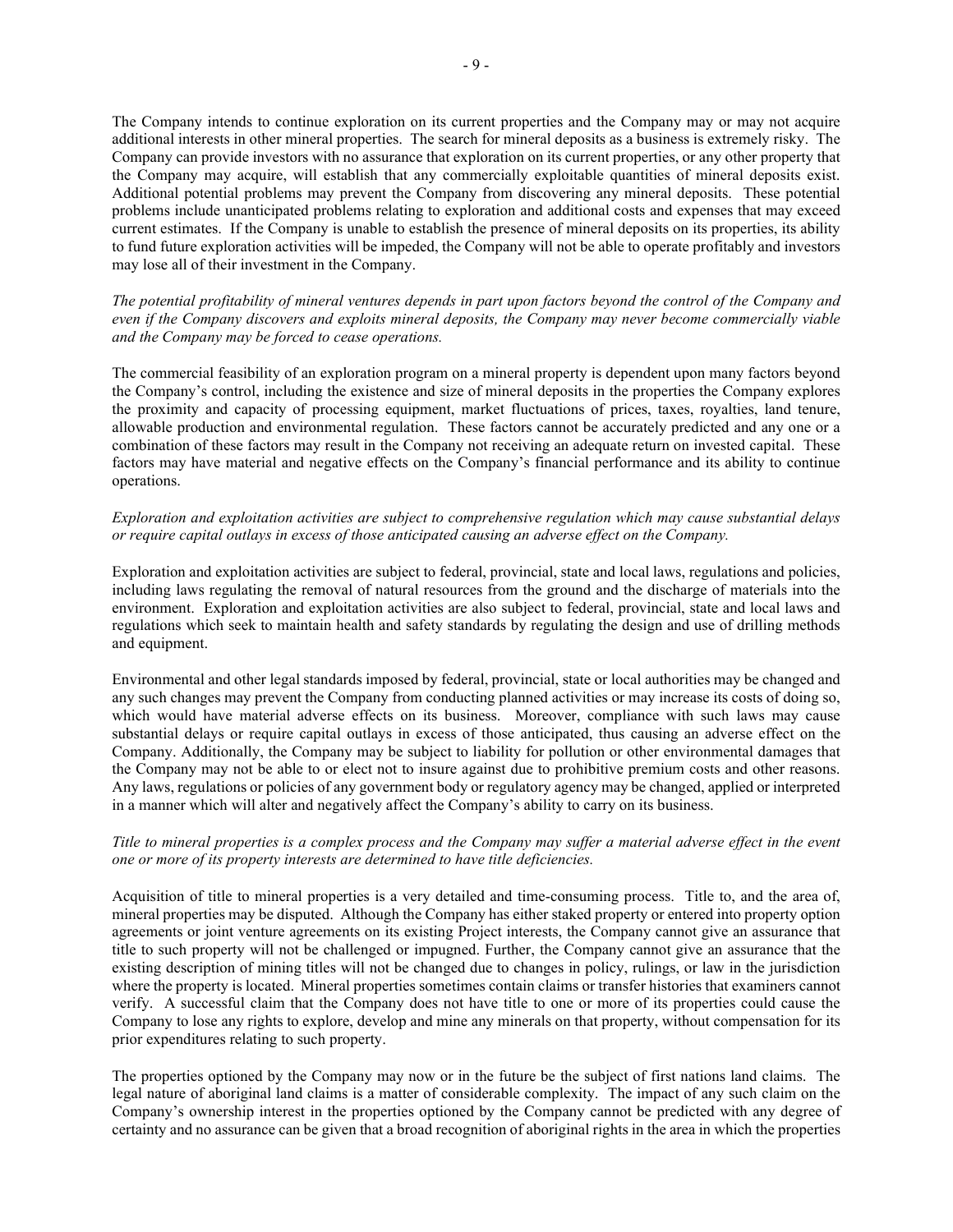The Company intends to continue exploration on its current properties and the Company may or may not acquire additional interests in other mineral properties. The search for mineral deposits as a business is extremely risky. The Company can provide investors with no assurance that exploration on its current properties, or any other property that the Company may acquire, will establish that any commercially exploitable quantities of mineral deposits exist. Additional potential problems may prevent the Company from discovering any mineral deposits. These potential problems include unanticipated problems relating to exploration and additional costs and expenses that may exceed current estimates. If the Company is unable to establish the presence of mineral deposits on its properties, its ability to fund future exploration activities will be impeded, the Company will not be able to operate profitably and investors may lose all of their investment in the Company.

*The potential profitability of mineral ventures depends in part upon factors beyond the control of the Company and even if the Company discovers and exploits mineral deposits, the Company may never become commercially viable and the Company may be forced to cease operations.*

The commercial feasibility of an exploration program on a mineral property is dependent upon many factors beyond the Company's control, including the existence and size of mineral deposits in the properties the Company explores the proximity and capacity of processing equipment, market fluctuations of prices, taxes, royalties, land tenure, allowable production and environmental regulation. These factors cannot be accurately predicted and any one or a combination of these factors may result in the Company not receiving an adequate return on invested capital. These factors may have material and negative effects on the Company's financial performance and its ability to continue operations.

*Exploration and exploitation activities are subject to comprehensive regulation which may cause substantial delays or require capital outlays in excess of those anticipated causing an adverse effect on the Company.*

Exploration and exploitation activities are subject to federal, provincial, state and local laws, regulations and policies, including laws regulating the removal of natural resources from the ground and the discharge of materials into the environment. Exploration and exploitation activities are also subject to federal, provincial, state and local laws and regulations which seek to maintain health and safety standards by regulating the design and use of drilling methods and equipment.

Environmental and other legal standards imposed by federal, provincial, state or local authorities may be changed and any such changes may prevent the Company from conducting planned activities or may increase its costs of doing so, which would have material adverse effects on its business. Moreover, compliance with such laws may cause substantial delays or require capital outlays in excess of those anticipated, thus causing an adverse effect on the Company. Additionally, the Company may be subject to liability for pollution or other environmental damages that the Company may not be able to or elect not to insure against due to prohibitive premium costs and other reasons. Any laws, regulations or policies of any government body or regulatory agency may be changed, applied or interpreted in a manner which will alter and negatively affect the Company's ability to carry on its business.

*Title to mineral properties is a complex process and the Company may suffer a material adverse effect in the event one or more of its property interests are determined to have title deficiencies.*

Acquisition of title to mineral properties is a very detailed and time-consuming process. Title to, and the area of, mineral properties may be disputed. Although the Company has either staked property or entered into property option agreements or joint venture agreements on its existing Project interests, the Company cannot give an assurance that title to such property will not be challenged or impugned. Further, the Company cannot give an assurance that the existing description of mining titles will not be changed due to changes in policy, rulings, or law in the jurisdiction where the property is located. Mineral properties sometimes contain claims or transfer histories that examiners cannot verify. A successful claim that the Company does not have title to one or more of its properties could cause the Company to lose any rights to explore, develop and mine any minerals on that property, without compensation for its prior expenditures relating to such property.

The properties optioned by the Company may now or in the future be the subject of first nations land claims. The legal nature of aboriginal land claims is a matter of considerable complexity. The impact of any such claim on the Company's ownership interest in the properties optioned by the Company cannot be predicted with any degree of certainty and no assurance can be given that a broad recognition of aboriginal rights in the area in which the properties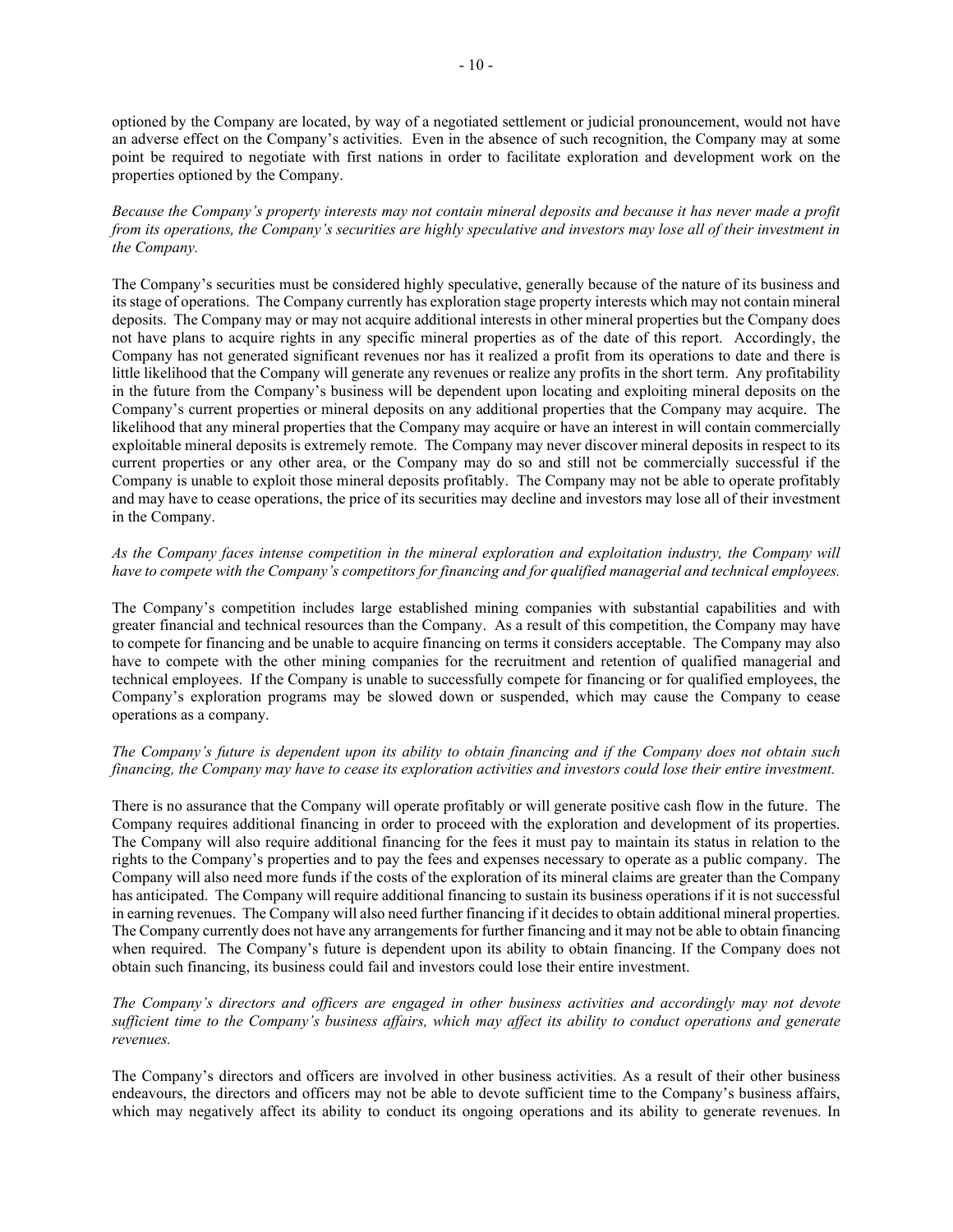optioned by the Company are located, by way of a negotiated settlement or judicial pronouncement, would not have an adverse effect on the Company's activities. Even in the absence of such recognition, the Company may at some point be required to negotiate with first nations in order to facilitate exploration and development work on the properties optioned by the Company.

*Because the Company's property interests may not contain mineral deposits and because it has never made a profit from its operations, the Company's securities are highly speculative and investors may lose all of their investment in the Company.*

The Company's securities must be considered highly speculative, generally because of the nature of its business and its stage of operations. The Company currently has exploration stage property interests which may not contain mineral deposits. The Company may or may not acquire additional interests in other mineral properties but the Company does not have plans to acquire rights in any specific mineral properties as of the date of this report. Accordingly, the Company has not generated significant revenues nor has it realized a profit from its operations to date and there is little likelihood that the Company will generate any revenues or realize any profits in the short term. Any profitability in the future from the Company's business will be dependent upon locating and exploiting mineral deposits on the Company's current properties or mineral deposits on any additional properties that the Company may acquire. The likelihood that any mineral properties that the Company may acquire or have an interest in will contain commercially exploitable mineral deposits is extremely remote. The Company may never discover mineral deposits in respect to its current properties or any other area, or the Company may do so and still not be commercially successful if the Company is unable to exploit those mineral deposits profitably. The Company may not be able to operate profitably and may have to cease operations, the price of its securities may decline and investors may lose all of their investment in the Company.

*As the Company faces intense competition in the mineral exploration and exploitation industry, the Company will have to compete with the Company's competitors for financing and for qualified managerial and technical employees.*

The Company's competition includes large established mining companies with substantial capabilities and with greater financial and technical resources than the Company. As a result of this competition, the Company may have to compete for financing and be unable to acquire financing on terms it considers acceptable. The Company may also have to compete with the other mining companies for the recruitment and retention of qualified managerial and technical employees. If the Company is unable to successfully compete for financing or for qualified employees, the Company's exploration programs may be slowed down or suspended, which may cause the Company to cease operations as a company.

*The Company's future is dependent upon its ability to obtain financing and if the Company does not obtain such financing, the Company may have to cease its exploration activities and investors could lose their entire investment.*

There is no assurance that the Company will operate profitably or will generate positive cash flow in the future. The Company requires additional financing in order to proceed with the exploration and development of its properties. The Company will also require additional financing for the fees it must pay to maintain its status in relation to the rights to the Company's properties and to pay the fees and expenses necessary to operate as a public company. The Company will also need more funds if the costs of the exploration of its mineral claims are greater than the Company has anticipated. The Company will require additional financing to sustain its business operations if it is not successful in earning revenues. The Company will also need further financing if it decides to obtain additional mineral properties. The Company currently does not have any arrangements for further financing and it may not be able to obtain financing when required. The Company's future is dependent upon its ability to obtain financing. If the Company does not obtain such financing, its business could fail and investors could lose their entire investment.

*The Company's directors and officers are engaged in other business activities and accordingly may not devote sufficient time to the Company's business affairs, which may affect its ability to conduct operations and generate revenues.*

The Company's directors and officers are involved in other business activities. As a result of their other business endeavours, the directors and officers may not be able to devote sufficient time to the Company's business affairs, which may negatively affect its ability to conduct its ongoing operations and its ability to generate revenues. In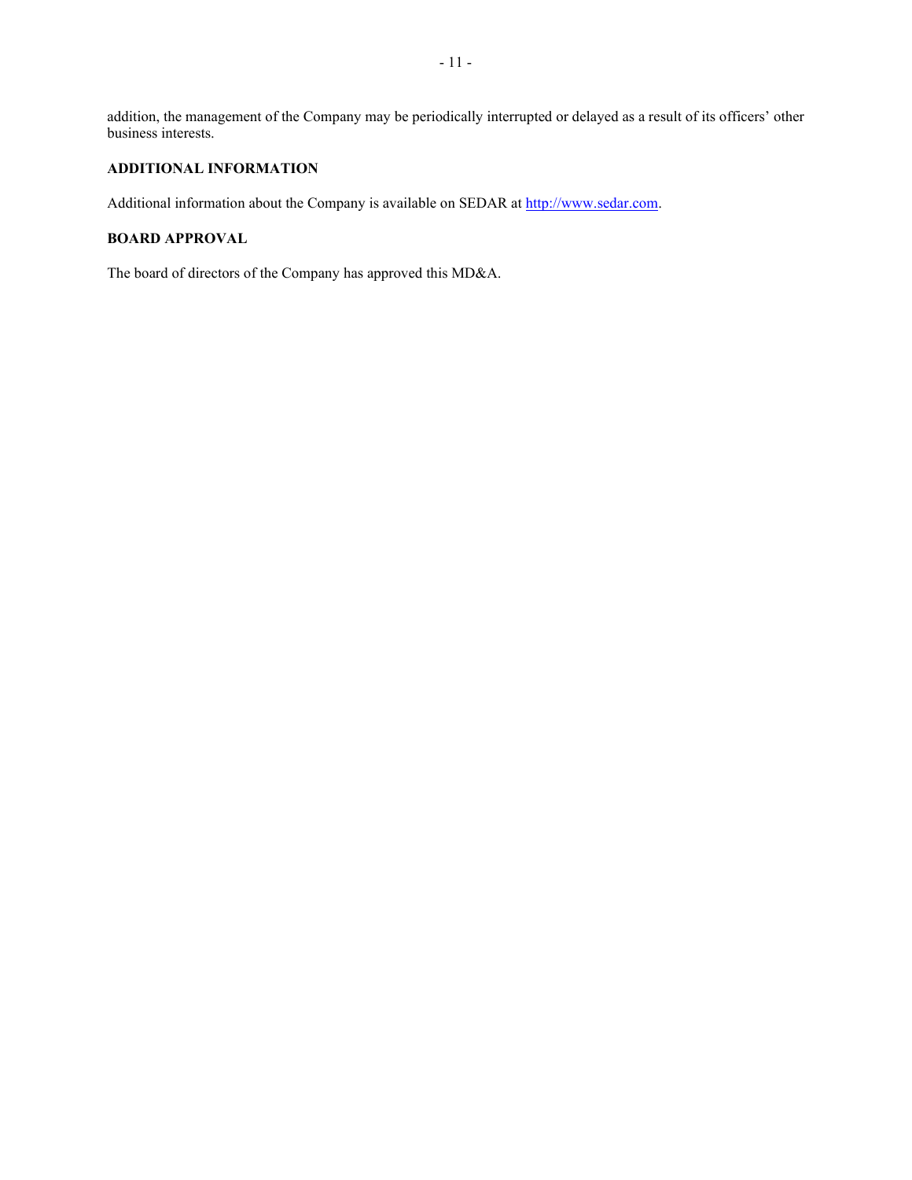addition, the management of the Company may be periodically interrupted or delayed as a result of its officers' other business interests.

**ADDITIONAL INFORMATION**

Additional information about the Company is available on SEDAR at http://www.sedar.com.

**BOARD APPROVAL**

The board of directors of the Company has approved this MD&A.